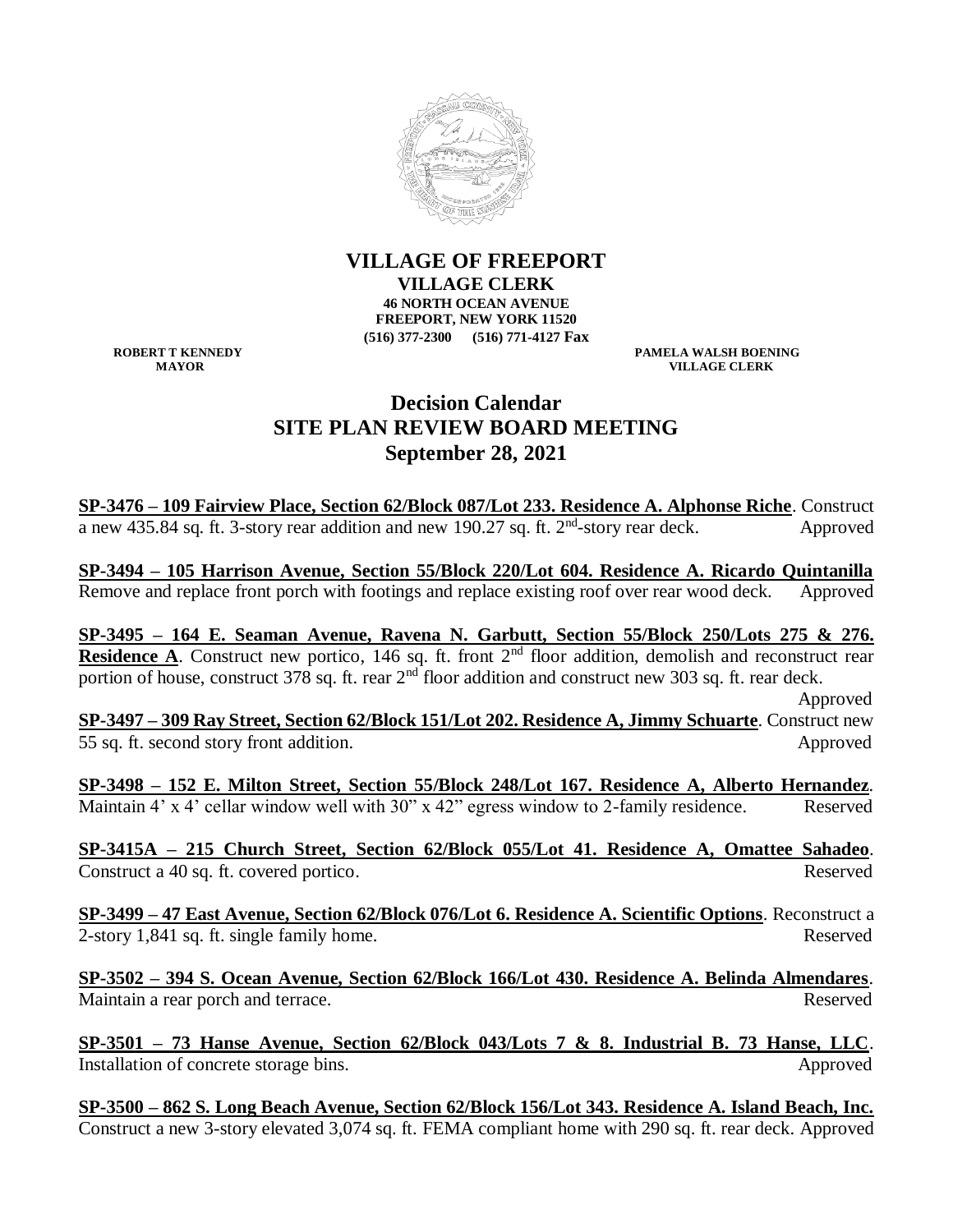**VILLAGE OF FREEPORT**
**VILLAGE CLERK**
**46 NORTH OCEAN AVENUE**
**FREEPORT, NEW YORK 11520**
**(516) 377-2300 (516) 771-4127 Fax**

**ROBERT T KENNEDY**
**MAYOR**

**PAMELA WALSH BOENING**
**VILLAGE CLERK**

# Decision Calendar
# SITE PLAN REVIEW BOARD MEETING
# September 28, 2021

**SP-3476 – 109 Fairview Place, Section 62/Block 087/Lot 233. Residence A. Alphonse Riche**. Construct a new 435.84 sq. ft. 3-story rear addition and new 190.27 sq. ft. 2nd-story rear deck. Approved

**SP-3494 – 105 Harrison Avenue, Section 55/Block 220/Lot 604. Residence A. Ricardo Quintanilla** Remove and replace front porch with footings and replace existing roof over rear wood deck. Approved

**SP-3495 – 164 E. Seaman Avenue, Ravena N. Garbutt, Section 55/Block 250/Lots 275 & 276. Residence A**. Construct new portico, 146 sq. ft. front 2nd floor addition, demolish and reconstruct rear portion of house, construct 378 sq. ft. rear 2nd floor addition and construct new 303 sq. ft. rear deck. Approved

**SP-3497 – 309 Ray Street, Section 62/Block 151/Lot 202. Residence A, Jimmy Schuarte**. Construct new 55 sq. ft. second story front addition. Approved

**SP-3498 – 152 E. Milton Street, Section 55/Block 248/Lot 167. Residence A, Alberto Hernandez**. Maintain 4' x 4' cellar window well with 30" x 42" egress window to 2-family residence. Reserved

**SP-3415A – 215 Church Street, Section 62/Block 055/Lot 41. Residence A, Omattee Sahadeo**. Construct a 40 sq. ft. covered portico. Reserved

**SP-3499 – 47 East Avenue, Section 62/Block 076/Lot 6. Residence A. Scientific Options**. Reconstruct a 2-story 1,841 sq. ft. single family home. Reserved

**SP-3502 – 394 S. Ocean Avenue, Section 62/Block 166/Lot 430. Residence A. Belinda Almendares**. Maintain a rear porch and terrace. Reserved

**SP-3501 – 73 Hanse Avenue, Section 62/Block 043/Lots 7 & 8. Industrial B. 73 Hanse, LLC**. Installation of concrete storage bins. Approved

**SP-3500 – 862 S. Long Beach Avenue, Section 62/Block 156/Lot 343. Residence A. Island Beach, Inc.** Construct a new 3-story elevated 3,074 sq. ft. FEMA compliant home with 290 sq. ft. rear deck. Approved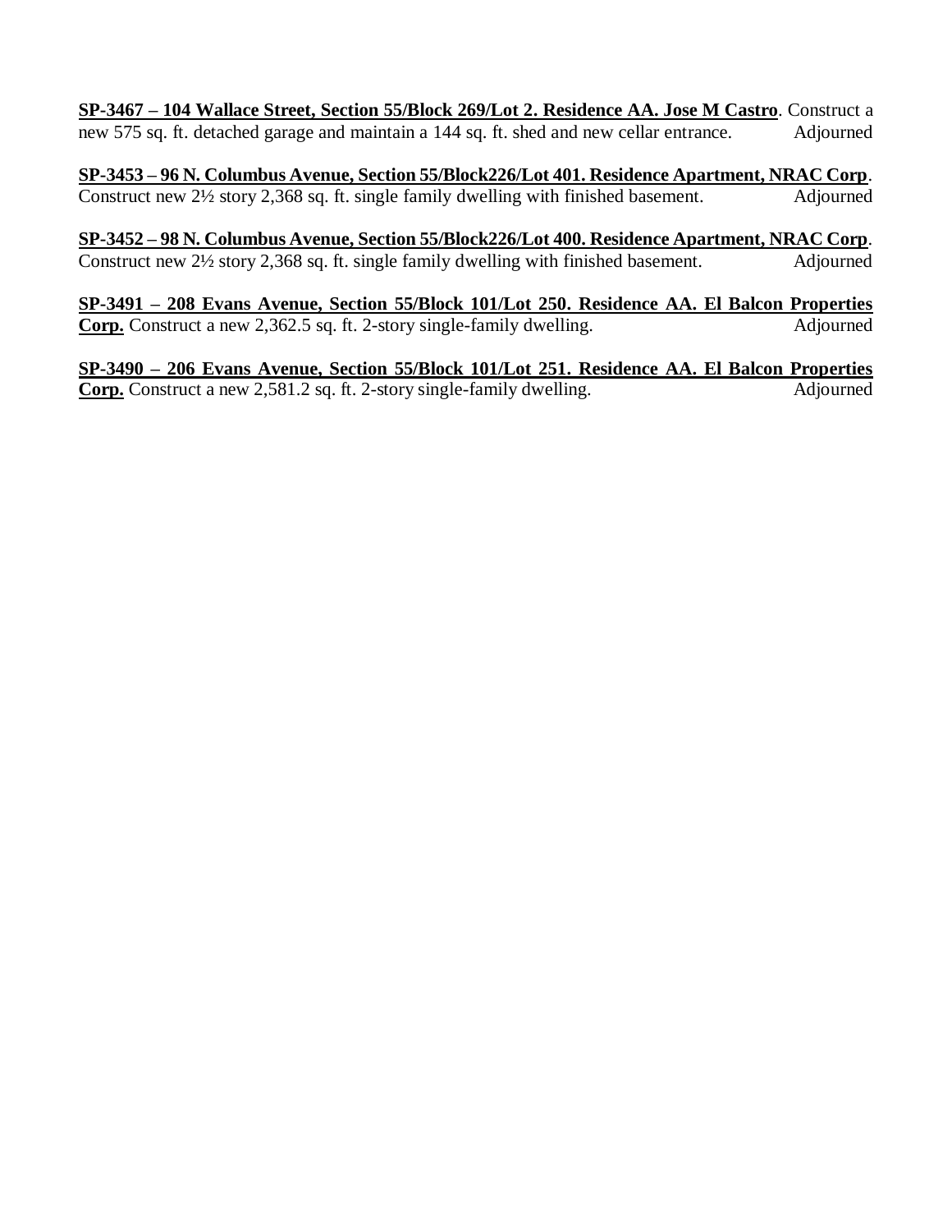**SP-3467 – 104 Wallace Street, Section 55/Block 269/Lot 2. Residence AA. Jose M Castro**. Construct a new 575 sq. ft. detached garage and maintain a 144 sq. ft. shed and new cellar entrance. Adjourned

**SP-3453 – 96 N. Columbus Avenue, Section 55/Block226/Lot 401. Residence Apartment, NRAC Corp**. Construct new 2½ story 2,368 sq. ft. single family dwelling with finished basement. Adjourned

**SP-3452 – 98 N. Columbus Avenue, Section 55/Block226/Lot 400. Residence Apartment, NRAC Corp**. Construct new 2½ story 2,368 sq. ft. single family dwelling with finished basement. Adjourned

**SP-3491 – 208 Evans Avenue, Section 55/Block 101/Lot 250. Residence AA. El Balcon Properties Corp.** Construct a new 2,362.5 sq. ft. 2-story single-family dwelling. Adjourned

**SP-3490 – 206 Evans Avenue, Section 55/Block 101/Lot 251. Residence AA. El Balcon Properties Corp.** Construct a new 2,581.2 sq. ft. 2-story single-family dwelling. Adjourned